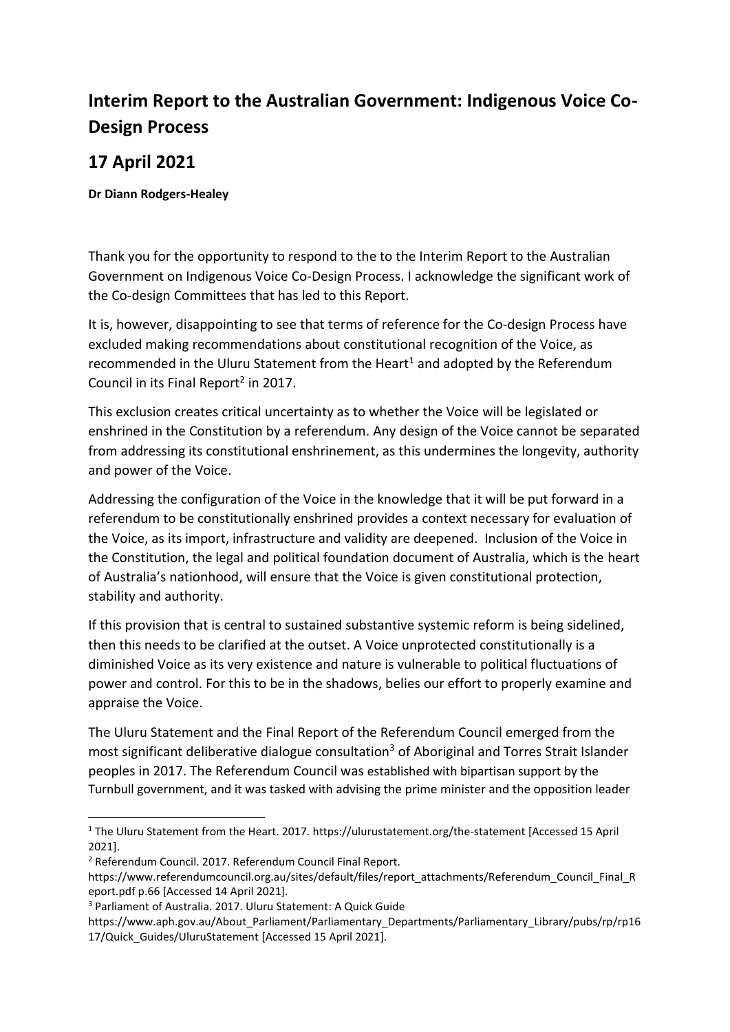# Interim Report to the Australian Government: Indigenous Voice Co-Design Process

## 17 April 2021

**Dr Diann Rodgers-Healey**

Thank you for the opportunity to respond to the to the Interim Report to the Australian Government on Indigenous Voice Co-Design Process. I acknowledge the significant work of the Co-design Committees that has led to this Report.

It is, however, disappointing to see that terms of reference for the Co-design Process have excluded making recommendations about constitutional recognition of the Voice, as recommended in the Uluru Statement from the Heart[1] and adopted by the Referendum Council in its Final Report[2] in 2017.

This exclusion creates critical uncertainty as to whether the Voice will be legislated or enshrined in the Constitution by a referendum. Any design of the Voice cannot be separated from addressing its constitutional enshrinement, as this undermines the longevity, authority and power of the Voice.

Addressing the configuration of the Voice in the knowledge that it will be put forward in a referendum to be constitutionally enshrined provides a context necessary for evaluation of the Voice, as its import, infrastructure and validity are deepened. Inclusion of the Voice in the Constitution, the legal and political foundation document of Australia, which is the heart of Australia's nationhood, will ensure that the Voice is given constitutional protection, stability and authority.

If this provision that is central to sustained substantive systemic reform is being sidelined, then this needs to be clarified at the outset. A Voice unprotected constitutionally is a diminished Voice as its very existence and nature is vulnerable to political fluctuations of power and control. For this to be in the shadows, belies our effort to properly examine and appraise the Voice.

The Uluru Statement and the Final Report of the Referendum Council emerged from the most significant deliberative dialogue consultation[3] of Aboriginal and Torres Strait Islander peoples in 2017. The Referendum Council was established with bipartisan support by the Turnbull government, and it was tasked with advising the prime minister and the opposition leader

---

[1] The Uluru Statement from the Heart. 2017. https://ulurustatement.org/the-statement [Accessed 15 April 2021].

[2] Referendum Council. 2017. Referendum Council Final Report. https://www.referendumcouncil.org.au/sites/default/files/report_attachments/Referendum_Council_Final_Report.pdf p.66 [Accessed 14 April 2021].

[3] Parliament of Australia. 2017. Uluru Statement: A Quick Guide https://www.aph.gov.au/About_Parliament/Parliamentary_Departments/Parliamentary_Library/pubs/rp/rp1617/Quick_Guides/UluruStatement [Accessed 15 April 2021].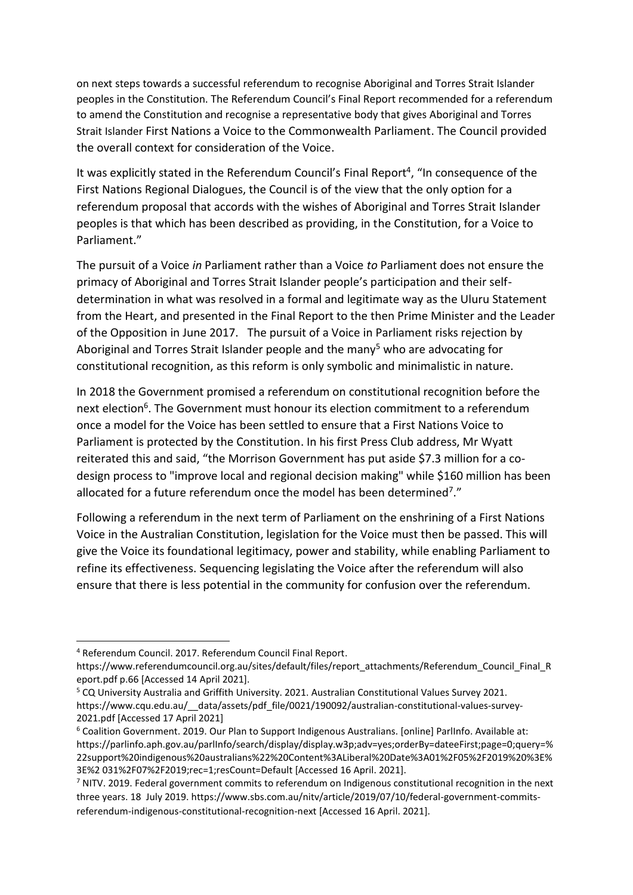on next steps towards a successful referendum to recognise Aboriginal and Torres Strait Islander peoples in the Constitution. The Referendum Council's Final Report recommended for a referendum to amend the Constitution and recognise a representative body that gives Aboriginal and Torres Strait Islander First Nations a Voice to the Commonwealth Parliament. The Council provided the overall context for consideration of the Voice.

It was explicitly stated in the Referendum Council's Final Report[4], "In consequence of the First Nations Regional Dialogues, the Council is of the view that the only option for a referendum proposal that accords with the wishes of Aboriginal and Torres Strait Islander peoples is that which has been described as providing, in the Constitution, for a Voice to Parliament."

The pursuit of a Voice *in* Parliament rather than a Voice *to* Parliament does not ensure the primacy of Aboriginal and Torres Strait Islander people's participation and their self-determination in what was resolved in a formal and legitimate way as the Uluru Statement from the Heart, and presented in the Final Report to the then Prime Minister and the Leader of the Opposition in June 2017. The pursuit of a Voice in Parliament risks rejection by Aboriginal and Torres Strait Islander people and the many[5] who are advocating for constitutional recognition, as this reform is only symbolic and minimalistic in nature.

In 2018 the Government promised a referendum on constitutional recognition before the next election[6]. The Government must honour its election commitment to a referendum once a model for the Voice has been settled to ensure that a First Nations Voice to Parliament is protected by the Constitution. In his first Press Club address, Mr Wyatt reiterated this and said, "the Morrison Government has put aside $7.3 million for a co-design process to "improve local and regional decision making" while $160 million has been allocated for a future referendum once the model has been determined[7]."

Following a referendum in the next term of Parliament on the enshrining of a First Nations Voice in the Australian Constitution, legislation for the Voice must then be passed. This will give the Voice its foundational legitimacy, power and stability, while enabling Parliament to refine its effectiveness. Sequencing legislating the Voice after the referendum will also ensure that there is less potential in the community for confusion over the referendum.

---

[4] Referendum Council. 2017. Referendum Council Final Report. https://www.referendumcouncil.org.au/sites/default/files/report_attachments/Referendum_Council_Final_Report.pdf p.66 [Accessed 14 April 2021].

[5] CQ University Australia and Griffith University. 2021. Australian Constitutional Values Survey 2021. https://www.cqu.edu.au/__data/assets/pdf_file/0021/190092/australian-constitutional-values-survey-2021.pdf [Accessed 17 April 2021]

[6] Coalition Government. 2019. Our Plan to Support Indigenous Australians. [online] ParlInfo. Available at: https://parlinfo.aph.gov.au/parlInfo/search/display/display.w3p;adv=yes;orderBy=dateeFirst;page=0;query=%22support%20indigenous%20australians%22%20Content%3ALiberal%20Date%3A01%2F05%2F2019%20%3E%3E%2 031%2F07%2F2019;rec=1;resCount=Default [Accessed 16 April. 2021].

[7] NITV. 2019. Federal government commits to referendum on Indigenous constitutional recognition in the next three years. 18 July 2019. https://www.sbs.com.au/nitv/article/2019/07/10/federal-government-commits-referendum-indigenous-constitutional-recognition-next [Accessed 16 April. 2021].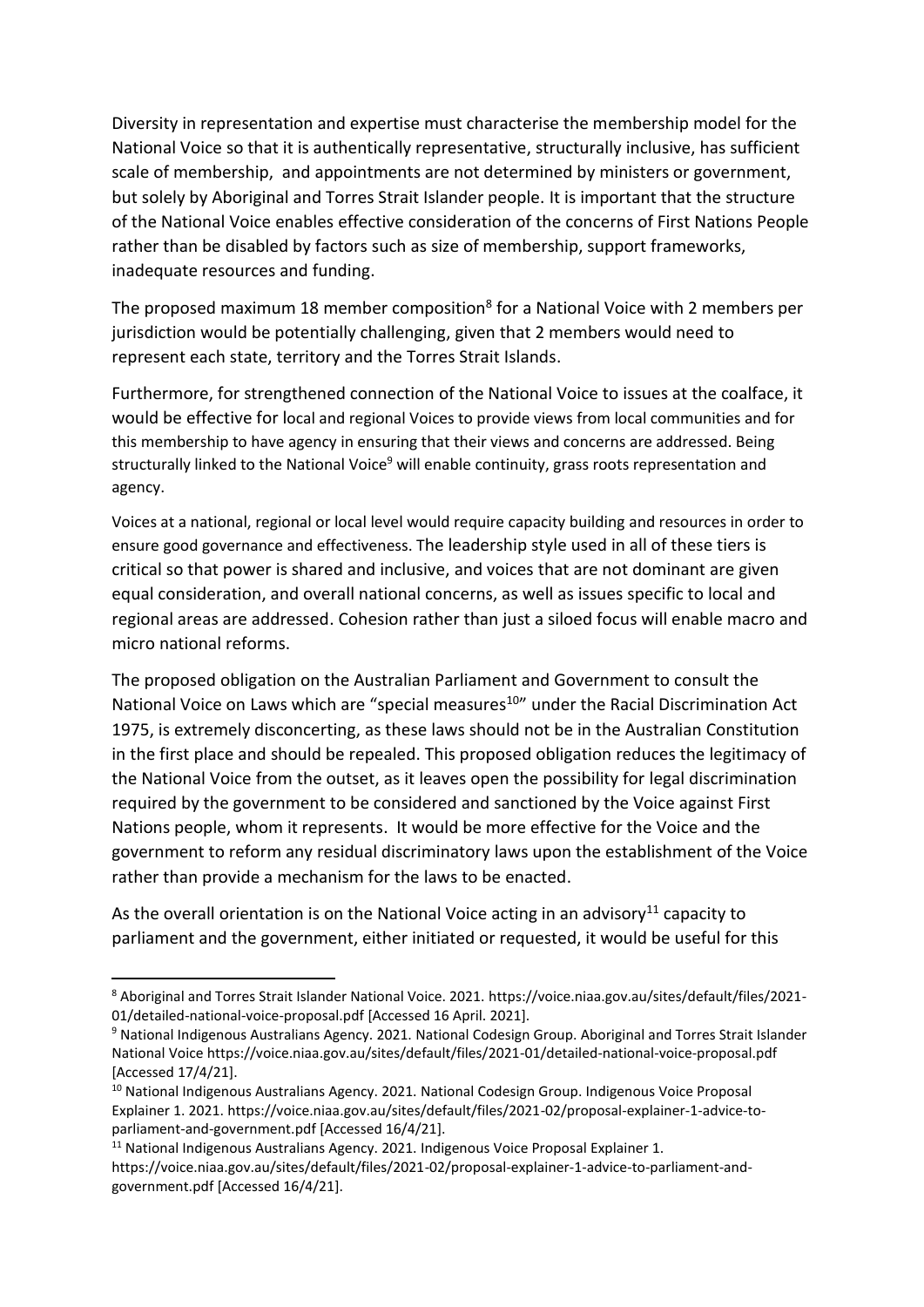Diversity in representation and expertise must characterise the membership model for the National Voice so that it is authentically representative, structurally inclusive, has sufficient scale of membership, and appointments are not determined by ministers or government, but solely by Aboriginal and Torres Strait Islander people. It is important that the structure of the National Voice enables effective consideration of the concerns of First Nations People rather than be disabled by factors such as size of membership, support frameworks, inadequate resources and funding.

The proposed maximum 18 member composition[8] for a National Voice with 2 members per jurisdiction would be potentially challenging, given that 2 members would need to represent each state, territory and the Torres Strait Islands.

Furthermore, for strengthened connection of the National Voice to issues at the coalface, it would be effective for local and regional Voices to provide views from local communities and for this membership to have agency in ensuring that their views and concerns are addressed. Being structurally linked to the National Voice[9] will enable continuity, grass roots representation and agency.

Voices at a national, regional or local level would require capacity building and resources in order to ensure good governance and effectiveness. The leadership style used in all of these tiers is critical so that power is shared and inclusive, and voices that are not dominant are given equal consideration, and overall national concerns, as well as issues specific to local and regional areas are addressed. Cohesion rather than just a siloed focus will enable macro and micro national reforms.

The proposed obligation on the Australian Parliament and Government to consult the National Voice on Laws which are "special measures[10]" under the Racial Discrimination Act 1975, is extremely disconcerting, as these laws should not be in the Australian Constitution in the first place and should be repealed. This proposed obligation reduces the legitimacy of the National Voice from the outset, as it leaves open the possibility for legal discrimination required by the government to be considered and sanctioned by the Voice against First Nations people, whom it represents. It would be more effective for the Voice and the government to reform any residual discriminatory laws upon the establishment of the Voice rather than provide a mechanism for the laws to be enacted.

As the overall orientation is on the National Voice acting in an advisory[11] capacity to parliament and the government, either initiated or requested, it would be useful for this

---

[8] Aboriginal and Torres Strait Islander National Voice. 2021. https://voice.niaa.gov.au/sites/default/files/2021-01/detailed-national-voice-proposal.pdf [Accessed 16 April. 2021].

[9] National Indigenous Australians Agency. 2021. National Codesign Group. Aboriginal and Torres Strait Islander National Voice https://voice.niaa.gov.au/sites/default/files/2021-01/detailed-national-voice-proposal.pdf [Accessed 17/4/21].

[10] National Indigenous Australians Agency. 2021. National Codesign Group. Indigenous Voice Proposal Explainer 1. 2021. https://voice.niaa.gov.au/sites/default/files/2021-02/proposal-explainer-1-advice-to-parliament-and-government.pdf [Accessed 16/4/21].

[11] National Indigenous Australians Agency. 2021. Indigenous Voice Proposal Explainer 1. https://voice.niaa.gov.au/sites/default/files/2021-02/proposal-explainer-1-advice-to-parliament-and-government.pdf [Accessed 16/4/21].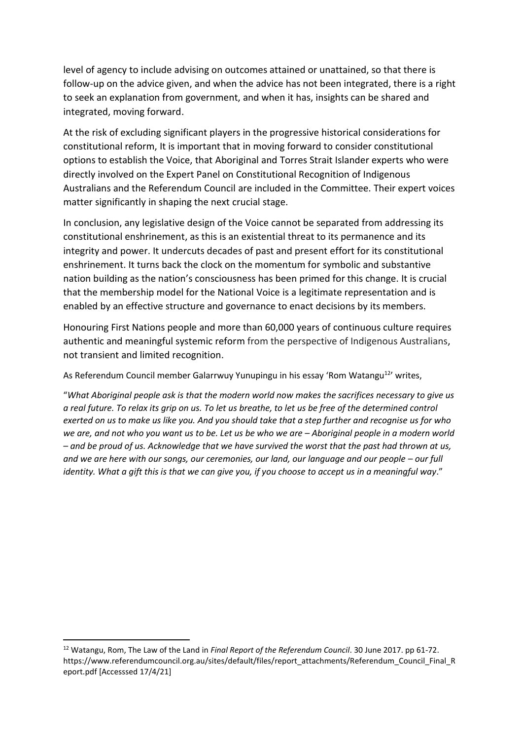level of agency to include advising on outcomes attained or unattained, so that there is follow-up on the advice given, and when the advice has not been integrated, there is a right to seek an explanation from government, and when it has, insights can be shared and integrated, moving forward.

At the risk of excluding significant players in the progressive historical considerations for constitutional reform, It is important that in moving forward to consider constitutional options to establish the Voice, that Aboriginal and Torres Strait Islander experts who were directly involved on the Expert Panel on Constitutional Recognition of Indigenous Australians and the Referendum Council are included in the Committee. Their expert voices matter significantly in shaping the next crucial stage.

In conclusion, any legislative design of the Voice cannot be separated from addressing its constitutional enshrinement, as this is an existential threat to its permanence and its integrity and power. It undercuts decades of past and present effort for its constitutional enshrinement. It turns back the clock on the momentum for symbolic and substantive nation building as the nation's consciousness has been primed for this change. It is crucial that the membership model for the National Voice is a legitimate representation and is enabled by an effective structure and governance to enact decisions by its members.

Honouring First Nations people and more than 60,000 years of continuous culture requires authentic and meaningful systemic reform from the perspective of Indigenous Australians, not transient and limited recognition.

As Referendum Council member Galarrwuy Yunupingu in his essay 'Rom Watangu[12]' writes,

"*What Aboriginal people ask is that the modern world now makes the sacrifices necessary to give us a real future. To relax its grip on us. To let us breathe, to let us be free of the determined control exerted on us to make us like you. And you should take that a step further and recognise us for who we are, and not who you want us to be. Let us be who we are – Aboriginal people in a modern world – and be proud of us. Acknowledge that we have survived the worst that the past had thrown at us, and we are here with our songs, our ceremonies, our land, our language and our people – our full identity. What a gift this is that we can give you, if you choose to accept us in a meaningful way*."

---

[12] Watangu, Rom, The Law of the Land in *Final Report of the Referendum Council*. 30 June 2017. pp 61-72. https://www.referendumcouncil.org.au/sites/default/files/report_attachments/Referendum_Council_Final_Report.pdf [Accesssed 17/4/21]